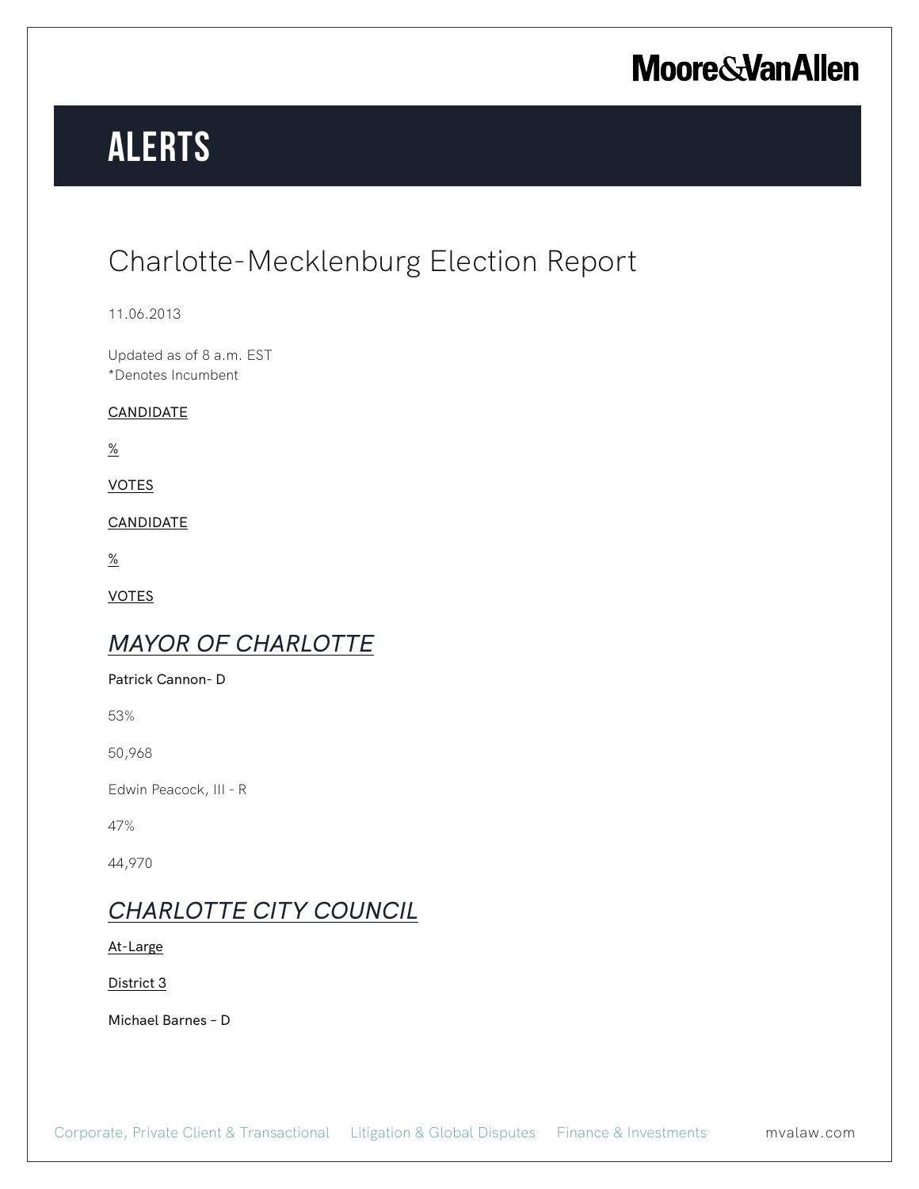# ALERTS

## Charlotte-Mecklenburg Election Report

11.06.2013

Updated as of 8 a.m. EST
*Denotes Incumbent

<u>CANDIDATE</u>

<u>%</u>

<u>VOTES</u>

<u>CANDIDATE</u>

<u>%</u>

<u>VOTES</u>

### *MAYOR OF CHARLOTTE*

Patrick Cannon- D

53%

50,968

Edwin Peacock, III - R

47%

44,970

### *CHARLOTTE CITY COUNCIL*

<u>At-Large</u>

<u>District 3</u>

Michael Barnes – D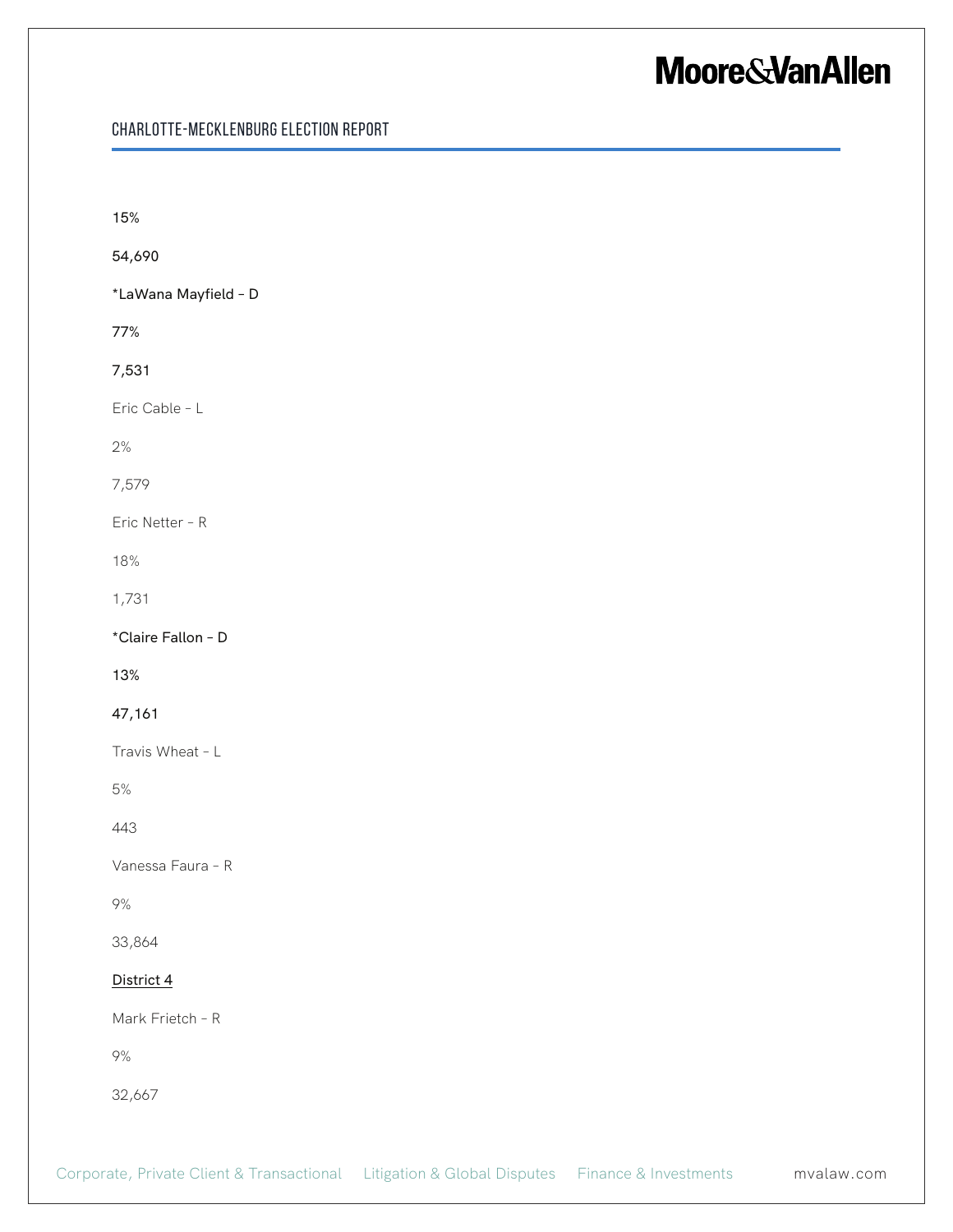15%

54,690

*LaWana Mayfield - D

77%

7,531

Eric Cable - L

2%

7,579

Eric Netter - R

18%

1,731

*Claire Fallon - D

13%

47,161

Travis Wheat - L

5%

443

Vanessa Faura - R

9%

33,864

<u>District 4</u>

Mark Frietch - R

9%

32,667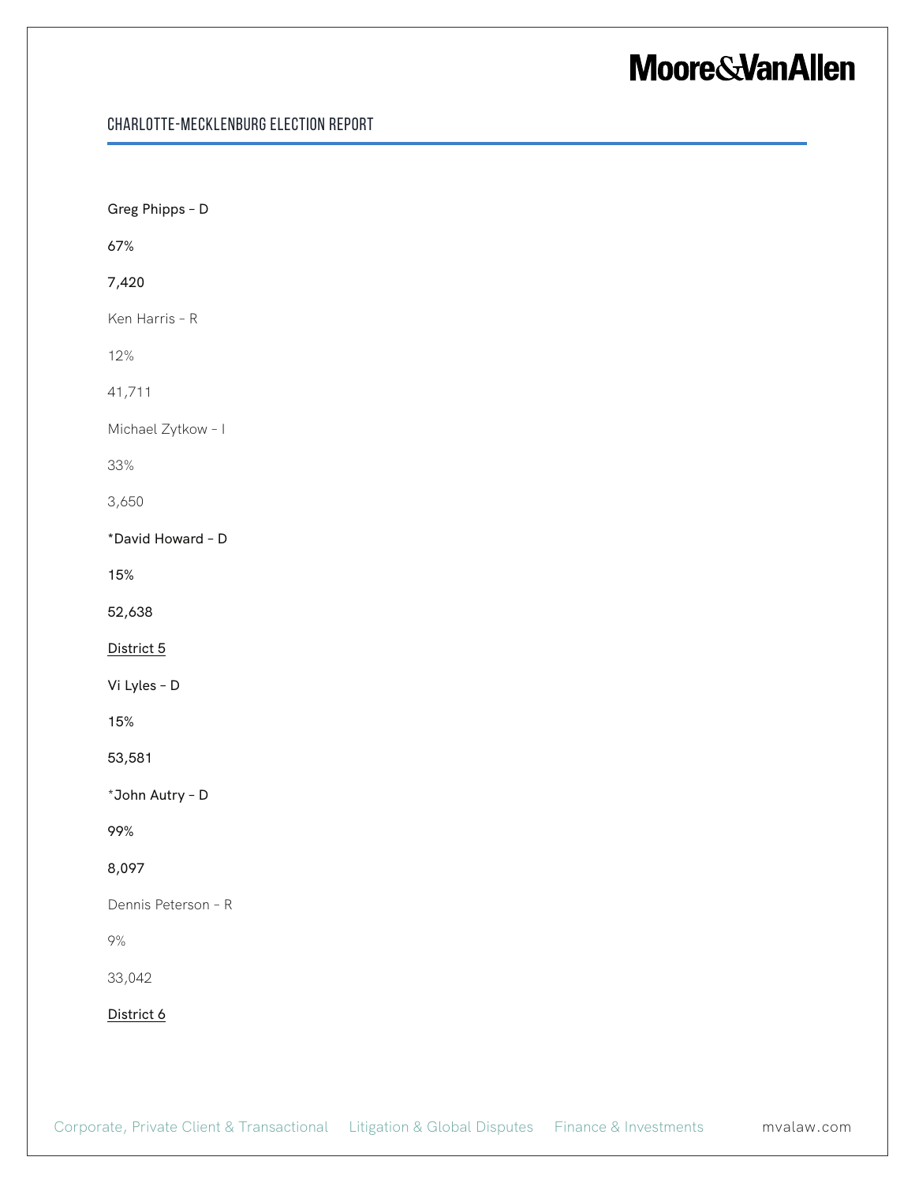**Greg Phipps - D**

**67%**

**7,420**

Ken Harris - R

12%

41,711

Michael Zytkow - I

33%

3,650

**\*David Howard - D**

**15%**

**52,638**

**<u>District 5</u>**

**Vi Lyles - D**

**15%**

**53,581**

**\*John Autry - D**

**99%**

**8,097**

Dennis Peterson - R

9%

33,042

**<u>District 6</u>**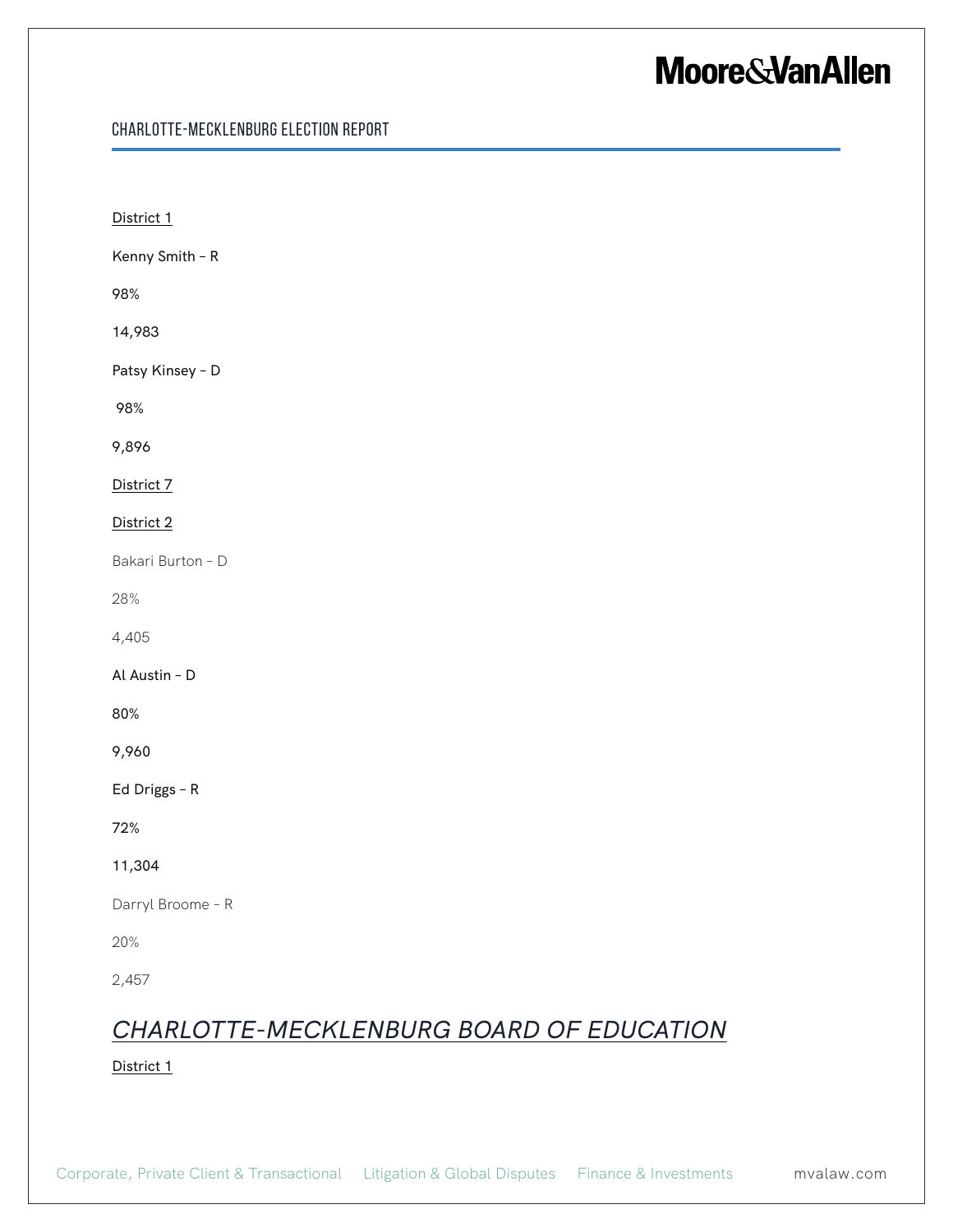District 1

Kenny Smith – R

98%

14,983

Patsy Kinsey – D

98%

9,896

District 7

District 2

Bakari Burton – D

28%

4,405

Al Austin – D

80%

9,960

Ed Driggs – R

72%

11,304

Darryl Broome – R

20%

2,457

## *CHARLOTTE-MECKLENBURG BOARD OF EDUCATION*

District 1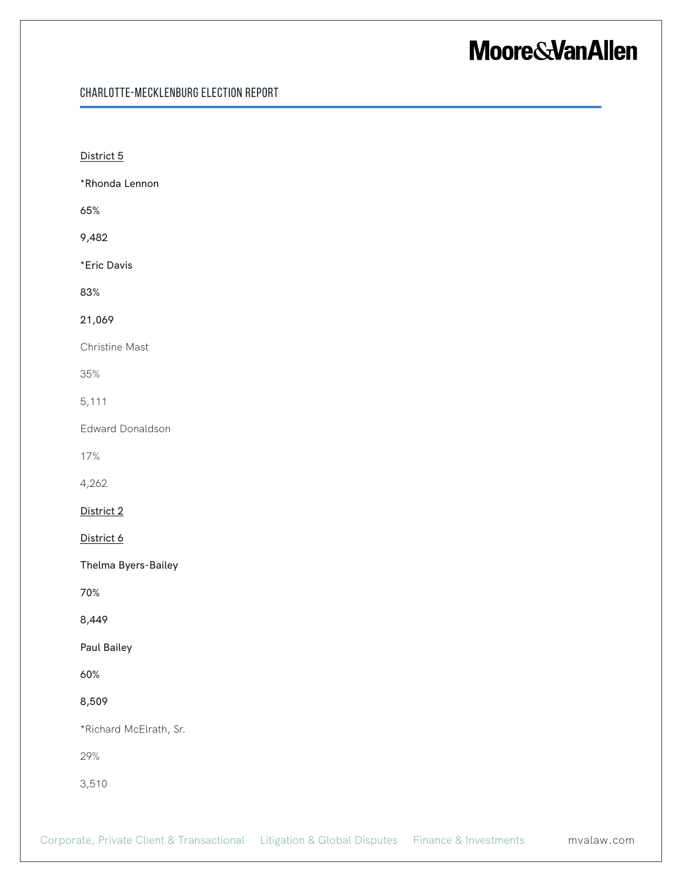<u>District 5</u>

*Rhonda Lennon

65%

9,482

*Eric Davis

83%

21,069

Christine Mast

35%

5,111

Edward Donaldson

17%

4,262

<u>District 2</u>

<u>District 6</u>

Thelma Byers-Bailey

70%

8,449

Paul Bailey

60%

8,509

*Richard McElrath, Sr.

29%

3,510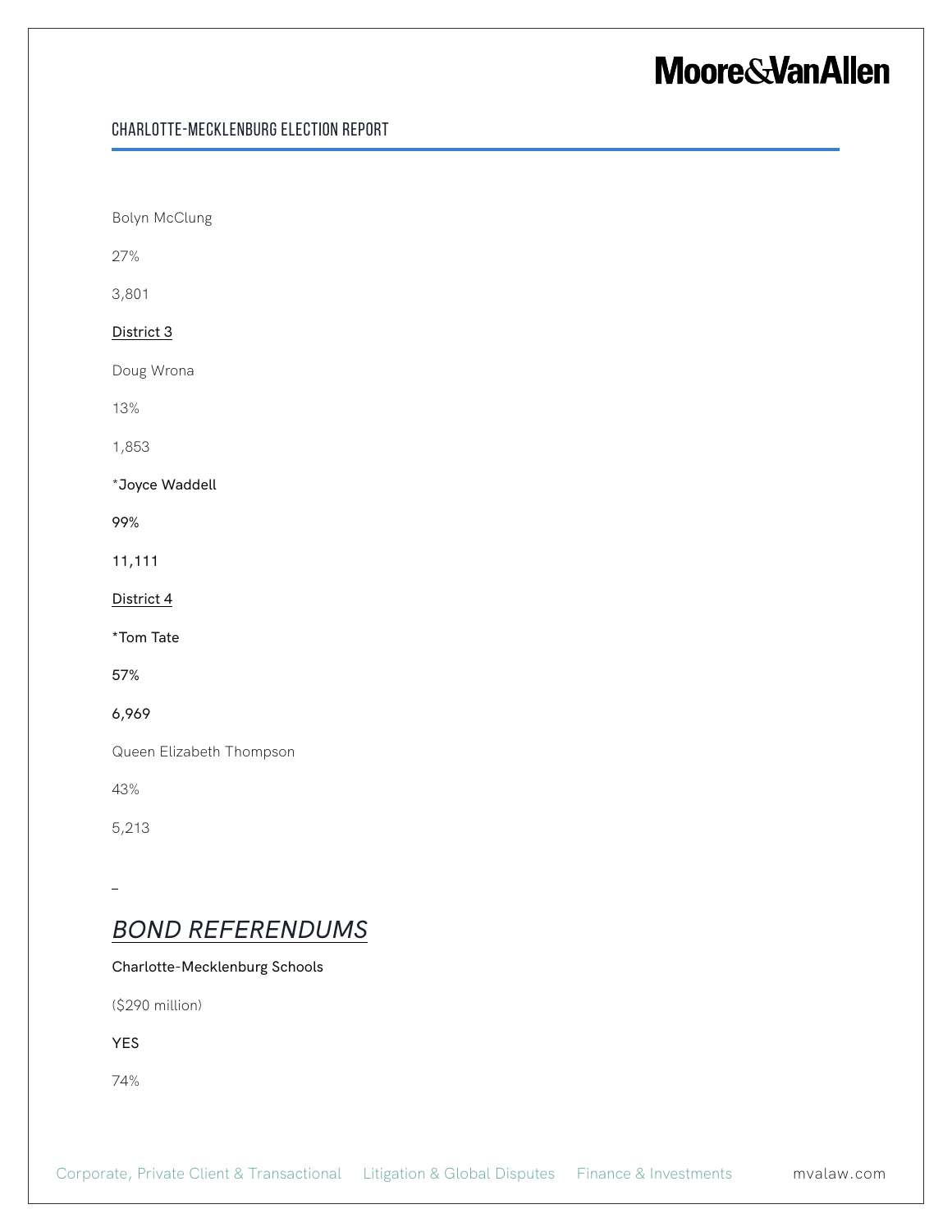Bolyn McClung

27%

3,801

<u>District 3</u>

Doug Wrona

13%

1,853

**\*Joyce Waddell**

**99%**

**11,111**

<u>District 4</u>

**\*Tom Tate**

**57%**

**6,969**

Queen Elizabeth Thompson

43%

5,213

_

## *BOND REFERENDUMS*

**Charlotte-Mecklenburg Schools**

($290 million)

**YES**

74%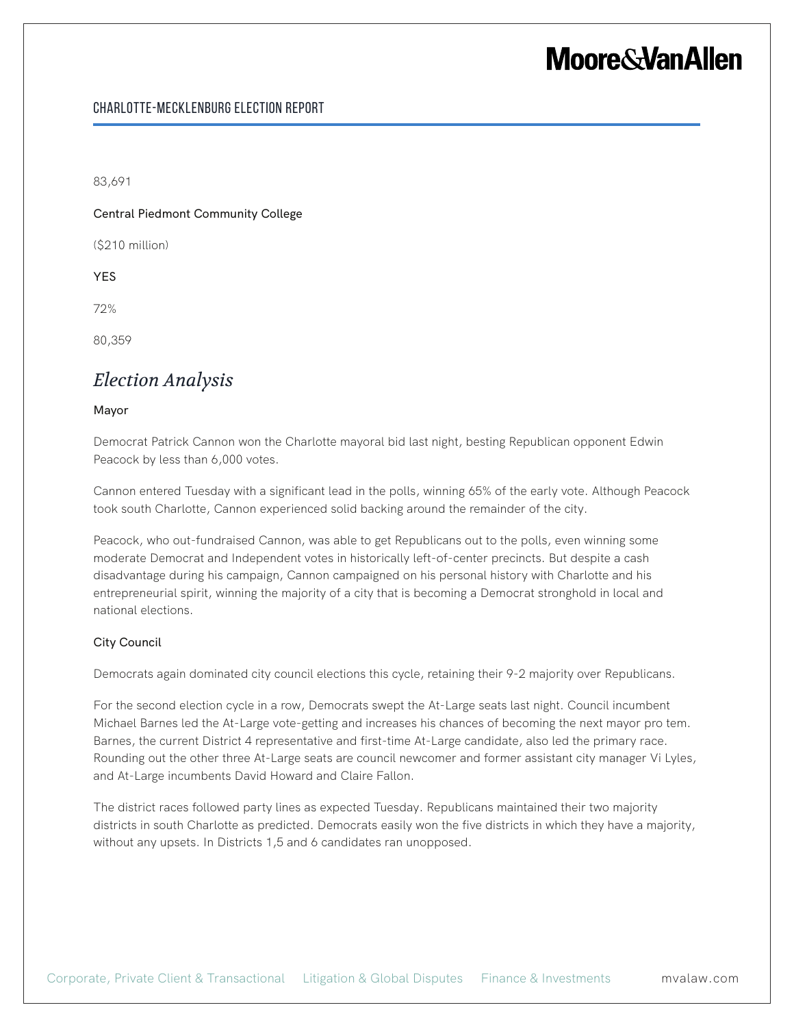83,691

Central Piedmont Community College

($210 million)

YES

72%

80,359

## *Election Analysis*

### Mayor

Democrat Patrick Cannon won the Charlotte mayoral bid last night, besting Republican opponent Edwin Peacock by less than 6,000 votes.

Cannon entered Tuesday with a significant lead in the polls, winning 65% of the early vote. Although Peacock took south Charlotte, Cannon experienced solid backing around the remainder of the city.

Peacock, who out-fundraised Cannon, was able to get Republicans out to the polls, even winning some moderate Democrat and Independent votes in historically left-of-center precincts. But despite a cash disadvantage during his campaign, Cannon campaigned on his personal history with Charlotte and his entrepreneurial spirit, winning the majority of a city that is becoming a Democrat stronghold in local and national elections.

### City Council

Democrats again dominated city council elections this cycle, retaining their 9-2 majority over Republicans.

For the second election cycle in a row, Democrats swept the At-Large seats last night. Council incumbent Michael Barnes led the At-Large vote-getting and increases his chances of becoming the next mayor pro tem. Barnes, the current District 4 representative and first-time At-Large candidate, also led the primary race. Rounding out the other three At-Large seats are council newcomer and former assistant city manager Vi Lyles, and At-Large incumbents David Howard and Claire Fallon.

The district races followed party lines as expected Tuesday. Republicans maintained their two majority districts in south Charlotte as predicted. Democrats easily won the five districts in which they have a majority, without any upsets. In Districts 1,5 and 6 candidates ran unopposed.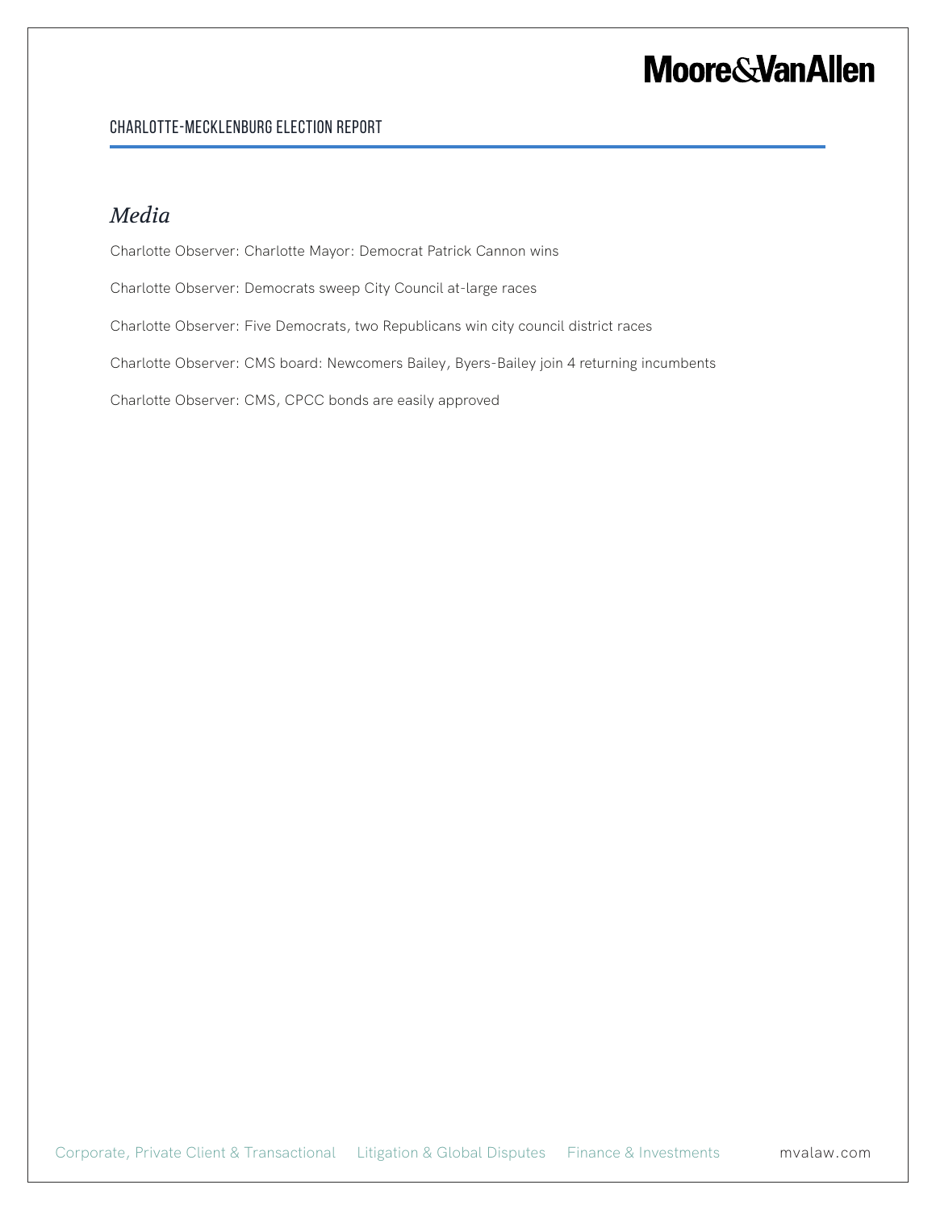## *Media*

Charlotte Observer: Charlotte Mayor: Democrat Patrick Cannon wins

Charlotte Observer: Democrats sweep City Council at-large races

Charlotte Observer: Five Democrats, two Republicans win city council district races

Charlotte Observer: CMS board: Newcomers Bailey, Byers-Bailey join 4 returning incumbents

Charlotte Observer: CMS, CPCC bonds are easily approved